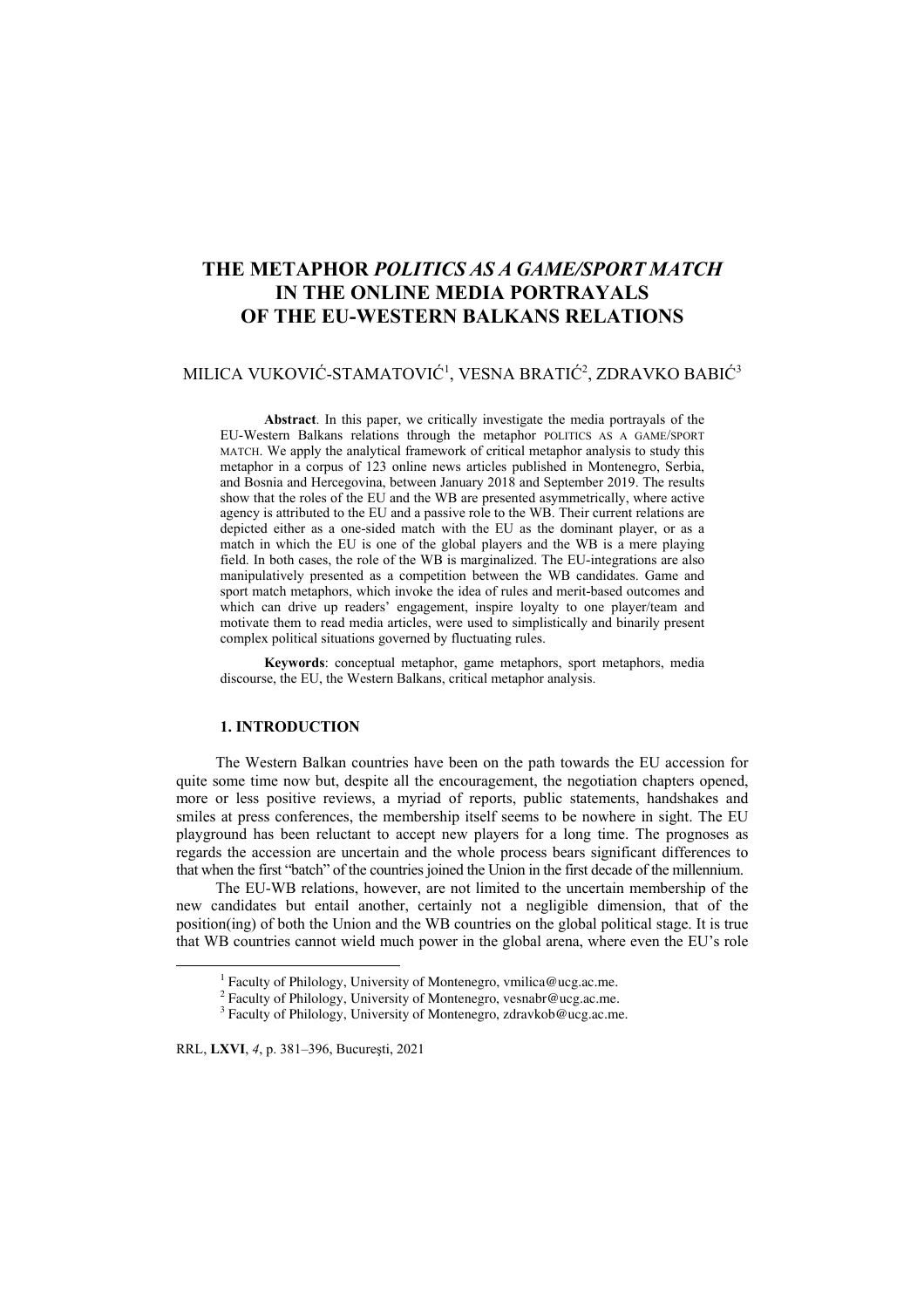# THE METAPHOR *POLITICS AS A GAME/SPORT MATCH* IN THE ONLINE MEDIA PORTRAYALS OF THE EU-WESTERN BALKANS RELATIONS

MILICA VUKOVIĆ-STAMATOVIĆ[1], VESNA BRATIĆ[2], ZDRAVKO BABIĆ[3]

**Abstract**. In this paper, we critically investigate the media portrayals of the EU-Western Balkans relations through the metaphor POLITICS AS A GAME/SPORT MATCH. We apply the analytical framework of critical metaphor analysis to study this metaphor in a corpus of 123 online news articles published in Montenegro, Serbia, and Bosnia and Hercegovina, between January 2018 and September 2019. The results show that the roles of the EU and the WB are presented asymmetrically, where active agency is attributed to the EU and a passive role to the WB. Their current relations are depicted either as a one-sided match with the EU as the dominant player, or as a match in which the EU is one of the global players and the WB is a mere playing field. In both cases, the role of the WB is marginalized. The EU-integrations are also manipulatively presented as a competition between the WB candidates. Game and sport match metaphors, which invoke the idea of rules and merit-based outcomes and which can drive up readers' engagement, inspire loyalty to one player/team and motivate them to read media articles, were used to simplistically and binarily present complex political situations governed by fluctuating rules.

**Keywords**: conceptual metaphor, game metaphors, sport metaphors, media discourse, the EU, the Western Balkans, critical metaphor analysis.

## 1. INTRODUCTION

The Western Balkan countries have been on the path towards the EU accession for quite some time now but, despite all the encouragement, the negotiation chapters opened, more or less positive reviews, a myriad of reports, public statements, handshakes and smiles at press conferences, the membership itself seems to be nowhere in sight. The EU playground has been reluctant to accept new players for a long time. The prognoses as regards the accession are uncertain and the whole process bears significant differences to that when the first "batch" of the countries joined the Union in the first decade of the millennium.

The EU-WB relations, however, are not limited to the uncertain membership of the new candidates but entail another, certainly not a negligible dimension, that of the position(ing) of both the Union and the WB countries on the global political stage. It is true that WB countries cannot wield much power in the global arena, where even the EU's role

[1] Faculty of Philology, University of Montenegro, vmilica@ucg.ac.me.

[2] Faculty of Philology, University of Montenegro, vesnabr@ucg.ac.me.

[3] Faculty of Philology, University of Montenegro, zdravkob@ucg.ac.me.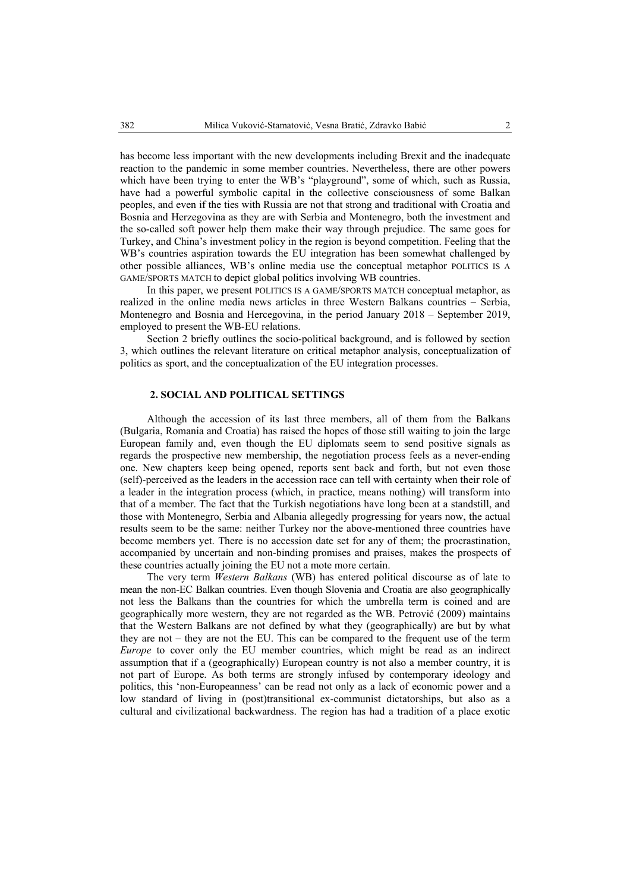has become less important with the new developments including Brexit and the inadequate reaction to the pandemic in some member countries. Nevertheless, there are other powers which have been trying to enter the WB's "playground", some of which, such as Russia, have had a powerful symbolic capital in the collective consciousness of some Balkan peoples, and even if the ties with Russia are not that strong and traditional with Croatia and Bosnia and Herzegovina as they are with Serbia and Montenegro, both the investment and the so-called soft power help them make their way through prejudice. The same goes for Turkey, and China's investment policy in the region is beyond competition. Feeling that the WB's countries aspiration towards the EU integration has been somewhat challenged by other possible alliances, WB's online media use the conceptual metaphor POLITICS IS A GAME/SPORTS MATCH to depict global politics involving WB countries.

In this paper, we present POLITICS IS A GAME/SPORTS MATCH conceptual metaphor, as realized in the online media news articles in three Western Balkans countries – Serbia, Montenegro and Bosnia and Hercegovina, in the period January 2018 – September 2019, employed to present the WB-EU relations.

Section 2 briefly outlines the socio-political background, and is followed by section 3, which outlines the relevant literature on critical metaphor analysis, conceptualization of politics as sport, and the conceptualization of the EU integration processes.

## 2. SOCIAL AND POLITICAL SETTINGS

Although the accession of its last three members, all of them from the Balkans (Bulgaria, Romania and Croatia) has raised the hopes of those still waiting to join the large European family and, even though the EU diplomats seem to send positive signals as regards the prospective new membership, the negotiation process feels as a never-ending one. New chapters keep being opened, reports sent back and forth, but not even those (self)-perceived as the leaders in the accession race can tell with certainty when their role of a leader in the integration process (which, in practice, means nothing) will transform into that of a member. The fact that the Turkish negotiations have long been at a standstill, and those with Montenegro, Serbia and Albania allegedly progressing for years now, the actual results seem to be the same: neither Turkey nor the above-mentioned three countries have become members yet. There is no accession date set for any of them; the procrastination, accompanied by uncertain and non-binding promises and praises, makes the prospects of these countries actually joining the EU not a mote more certain.

The very term *Western Balkans* (WB) has entered political discourse as of late to mean the non-EC Balkan countries. Even though Slovenia and Croatia are also geographically not less the Balkans than the countries for which the umbrella term is coined and are geographically more western, they are not regarded as the WB. Petrović (2009) maintains that the Western Balkans are not defined by what they (geographically) are but by what they are not – they are not the EU. This can be compared to the frequent use of the term *Europe* to cover only the EU member countries, which might be read as an indirect assumption that if a (geographically) European country is not also a member country, it is not part of Europe. As both terms are strongly infused by contemporary ideology and politics, this 'non-Europeanness' can be read not only as a lack of economic power and a low standard of living in (post)transitional ex-communist dictatorships, but also as a cultural and civilizational backwardness. The region has had a tradition of a place exotic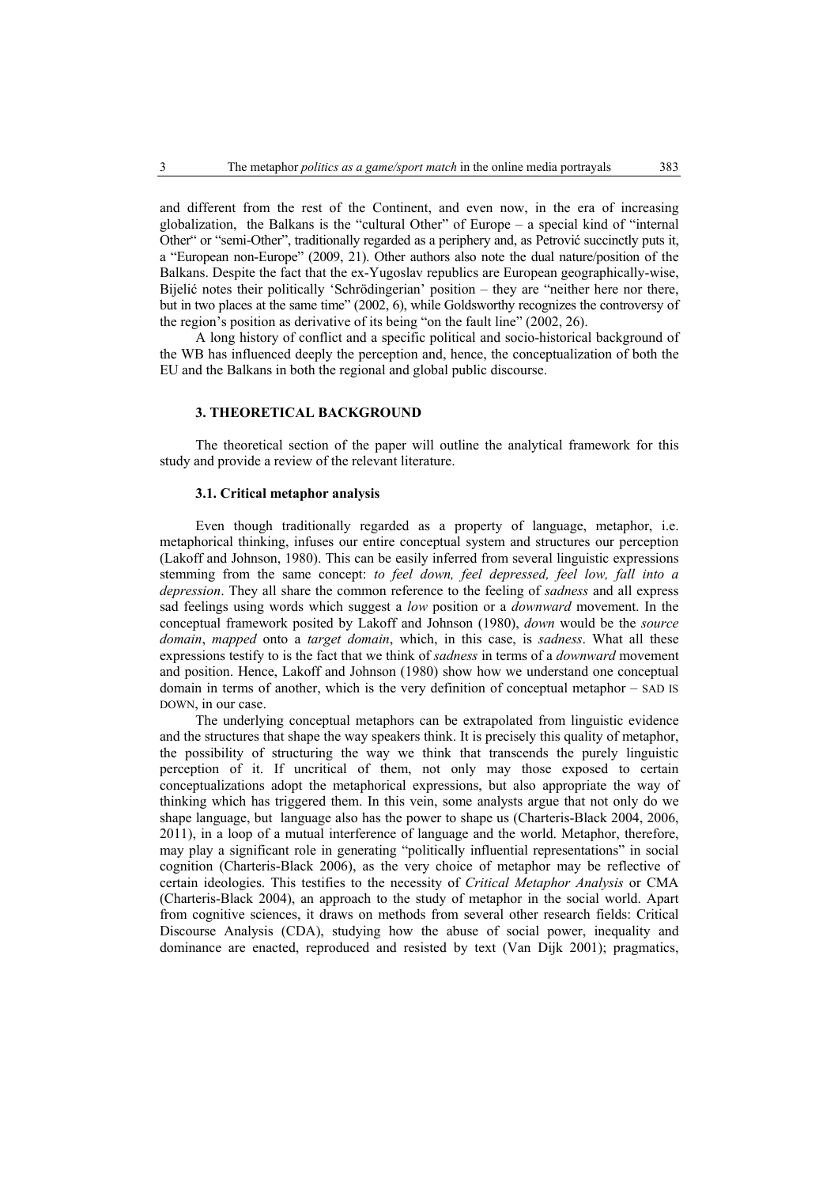and different from the rest of the Continent, and even now, in the era of increasing globalization, the Balkans is the "cultural Other" of Europe – a special kind of "internal Other" or "semi-Other", traditionally regarded as a periphery and, as Petrović succinctly puts it, a "European non-Europe" (2009, 21). Other authors also note the dual nature/position of the Balkans. Despite the fact that the ex-Yugoslav republics are European geographically-wise, Bijelić notes their politically 'Schrödingerian' position – they are "neither here nor there, but in two places at the same time" (2002, 6), while Goldsworthy recognizes the controversy of the region's position as derivative of its being "on the fault line" (2002, 26).

A long history of conflict and a specific political and socio-historical background of the WB has influenced deeply the perception and, hence, the conceptualization of both the EU and the Balkans in both the regional and global public discourse.

## 3. THEORETICAL BACKGROUND

The theoretical section of the paper will outline the analytical framework for this study and provide a review of the relevant literature.

### 3.1. Critical metaphor analysis

Even though traditionally regarded as a property of language, metaphor, i.e. metaphorical thinking, infuses our entire conceptual system and structures our perception (Lakoff and Johnson, 1980). This can be easily inferred from several linguistic expressions stemming from the same concept: *to feel down, feel depressed, feel low, fall into a depression*. They all share the common reference to the feeling of *sadness* and all express sad feelings using words which suggest a *low* position or a *downward* movement. In the conceptual framework posited by Lakoff and Johnson (1980), *down* would be the *source domain*, *mapped* onto a *target domain*, which, in this case, is *sadness*. What all these expressions testify to is the fact that we think of *sadness* in terms of a *downward* movement and position. Hence, Lakoff and Johnson (1980) show how we understand one conceptual domain in terms of another, which is the very definition of conceptual metaphor – SAD IS DOWN, in our case.

The underlying conceptual metaphors can be extrapolated from linguistic evidence and the structures that shape the way speakers think. It is precisely this quality of metaphor, the possibility of structuring the way we think that transcends the purely linguistic perception of it. If uncritical of them, not only may those exposed to certain conceptualizations adopt the metaphorical expressions, but also appropriate the way of thinking which has triggered them. In this vein, some analysts argue that not only do we shape language, but language also has the power to shape us (Charteris-Black 2004, 2006, 2011), in a loop of a mutual interference of language and the world. Metaphor, therefore, may play a significant role in generating "politically influential representations" in social cognition (Charteris-Black 2006), as the very choice of metaphor may be reflective of certain ideologies. This testifies to the necessity of *Critical Metaphor Analysis* or CMA (Charteris-Black 2004), an approach to the study of metaphor in the social world. Apart from cognitive sciences, it draws on methods from several other research fields: Critical Discourse Analysis (CDA), studying how the abuse of social power, inequality and dominance are enacted, reproduced and resisted by text (Van Dijk 2001); pragmatics,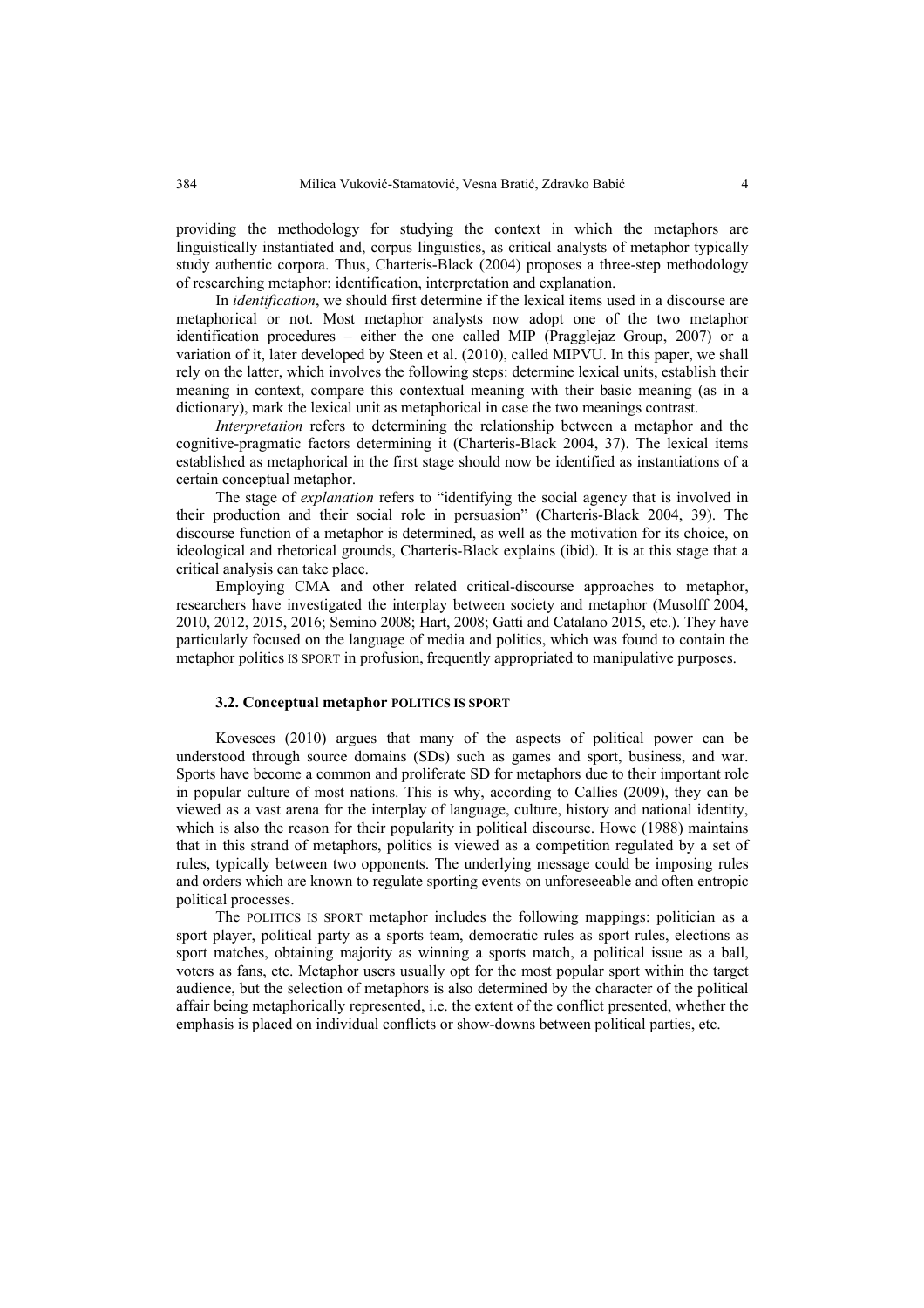providing the methodology for studying the context in which the metaphors are linguistically instantiated and, corpus linguistics, as critical analysts of metaphor typically study authentic corpora. Thus, Charteris-Black (2004) proposes a three-step methodology of researching metaphor: identification, interpretation and explanation.

In *identification*, we should first determine if the lexical items used in a discourse are metaphorical or not. Most metaphor analysts now adopt one of the two metaphor identification procedures – either the one called MIP (Pragglejaz Group, 2007) or a variation of it, later developed by Steen et al. (2010), called MIPVU. In this paper, we shall rely on the latter, which involves the following steps: determine lexical units, establish their meaning in context, compare this contextual meaning with their basic meaning (as in a dictionary), mark the lexical unit as metaphorical in case the two meanings contrast.

*Interpretation* refers to determining the relationship between a metaphor and the cognitive-pragmatic factors determining it (Charteris-Black 2004, 37). The lexical items established as metaphorical in the first stage should now be identified as instantiations of a certain conceptual metaphor.

The stage of *explanation* refers to "identifying the social agency that is involved in their production and their social role in persuasion" (Charteris-Black 2004, 39). The discourse function of a metaphor is determined, as well as the motivation for its choice, on ideological and rhetorical grounds, Charteris-Black explains (ibid). It is at this stage that a critical analysis can take place.

Employing CMA and other related critical-discourse approaches to metaphor, researchers have investigated the interplay between society and metaphor (Musolff 2004, 2010, 2012, 2015, 2016; Semino 2008; Hart, 2008; Gatti and Catalano 2015, etc.). They have particularly focused on the language of media and politics, which was found to contain the metaphor politics IS SPORT in profusion, frequently appropriated to manipulative purposes.

### 3.2. Conceptual metaphor POLITICS IS SPORT

Kovesces (2010) argues that many of the aspects of political power can be understood through source domains (SDs) such as games and sport, business, and war. Sports have become a common and proliferate SD for metaphors due to their important role in popular culture of most nations. This is why, according to Callies (2009), they can be viewed as a vast arena for the interplay of language, culture, history and national identity, which is also the reason for their popularity in political discourse. Howe (1988) maintains that in this strand of metaphors, politics is viewed as a competition regulated by a set of rules, typically between two opponents. The underlying message could be imposing rules and orders which are known to regulate sporting events on unforeseeable and often entropic political processes.

The POLITICS IS SPORT metaphor includes the following mappings: politician as a sport player, political party as a sports team, democratic rules as sport rules, elections as sport matches, obtaining majority as winning a sports match, a political issue as a ball, voters as fans, etc. Metaphor users usually opt for the most popular sport within the target audience, but the selection of metaphors is also determined by the character of the political affair being metaphorically represented, i.e. the extent of the conflict presented, whether the emphasis is placed on individual conflicts or show-downs between political parties, etc.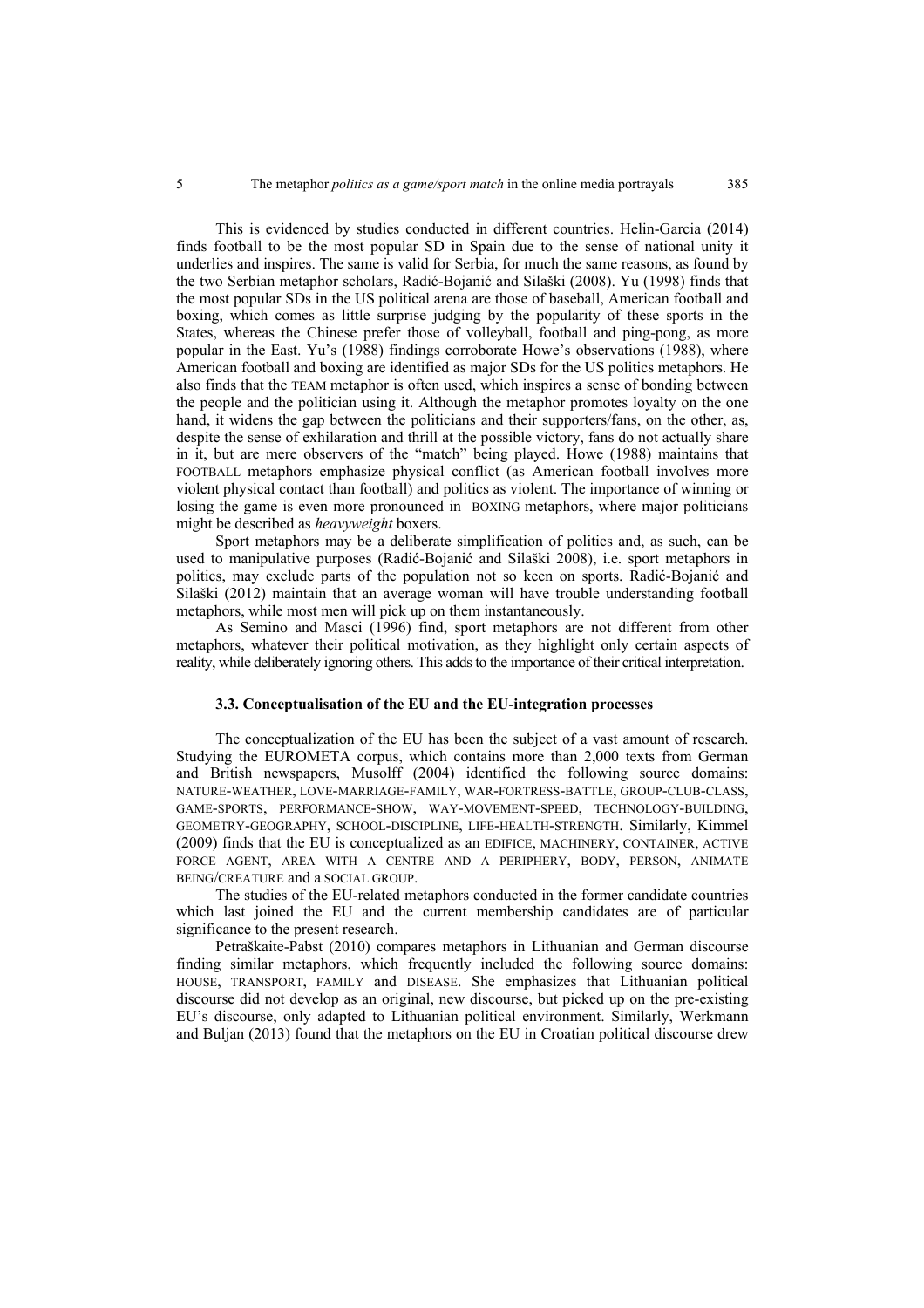This is evidenced by studies conducted in different countries. Helin-Garcia (2014) finds football to be the most popular SD in Spain due to the sense of national unity it underlies and inspires. The same is valid for Serbia, for much the same reasons, as found by the two Serbian metaphor scholars, Radić-Bojanić and Silaški (2008). Yu (1998) finds that the most popular SDs in the US political arena are those of baseball, American football and boxing, which comes as little surprise judging by the popularity of these sports in the States, whereas the Chinese prefer those of volleyball, football and ping-pong, as more popular in the East. Yu's (1988) findings corroborate Howe's observations (1988), where American football and boxing are identified as major SDs for the US politics metaphors. He also finds that the TEAM metaphor is often used, which inspires a sense of bonding between the people and the politician using it. Although the metaphor promotes loyalty on the one hand, it widens the gap between the politicians and their supporters/fans, on the other, as, despite the sense of exhilaration and thrill at the possible victory, fans do not actually share in it, but are mere observers of the "match" being played. Howe (1988) maintains that FOOTBALL metaphors emphasize physical conflict (as American football involves more violent physical contact than football) and politics as violent. The importance of winning or losing the game is even more pronounced in BOXING metaphors, where major politicians might be described as *heavyweight* boxers.

Sport metaphors may be a deliberate simplification of politics and, as such, can be used to manipulative purposes (Radić-Bojanić and Silaški 2008), i.e. sport metaphors in politics, may exclude parts of the population not so keen on sports. Radić-Bojanić and Silaški (2012) maintain that an average woman will have trouble understanding football metaphors, while most men will pick up on them instantaneously.

As Semino and Masci (1996) find, sport metaphors are not different from other metaphors, whatever their political motivation, as they highlight only certain aspects of reality, while deliberately ignoring others. This adds to the importance of their critical interpretation.

### 3.3. Conceptualisation of the EU and the EU-integration processes

The conceptualization of the EU has been the subject of a vast amount of research. Studying the EUROMETA corpus, which contains more than 2,000 texts from German and British newspapers, Musolff (2004) identified the following source domains: NATURE-WEATHER, LOVE-MARRIAGE-FAMILY, WAR-FORTRESS-BATTLE, GROUP-CLUB-CLASS, GAME-SPORTS, PERFORMANCE-SHOW, WAY-MOVEMENT-SPEED, TECHNOLOGY-BUILDING, GEOMETRY-GEOGRAPHY, SCHOOL-DISCIPLINE, LIFE-HEALTH-STRENGTH. Similarly, Kimmel (2009) finds that the EU is conceptualized as an EDIFICE, MACHINERY, CONTAINER, ACTIVE FORCE AGENT, AREA WITH A CENTRE AND A PERIPHERY, BODY, PERSON, ANIMATE BEING/CREATURE and a SOCIAL GROUP.

The studies of the EU-related metaphors conducted in the former candidate countries which last joined the EU and the current membership candidates are of particular significance to the present research.

Petraškaite-Pabst (2010) compares metaphors in Lithuanian and German discourse finding similar metaphors, which frequently included the following source domains: HOUSE, TRANSPORT, FAMILY and DISEASE. She emphasizes that Lithuanian political discourse did not develop as an original, new discourse, but picked up on the pre-existing EU's discourse, only adapted to Lithuanian political environment. Similarly, Werkmann and Buljan (2013) found that the metaphors on the EU in Croatian political discourse drew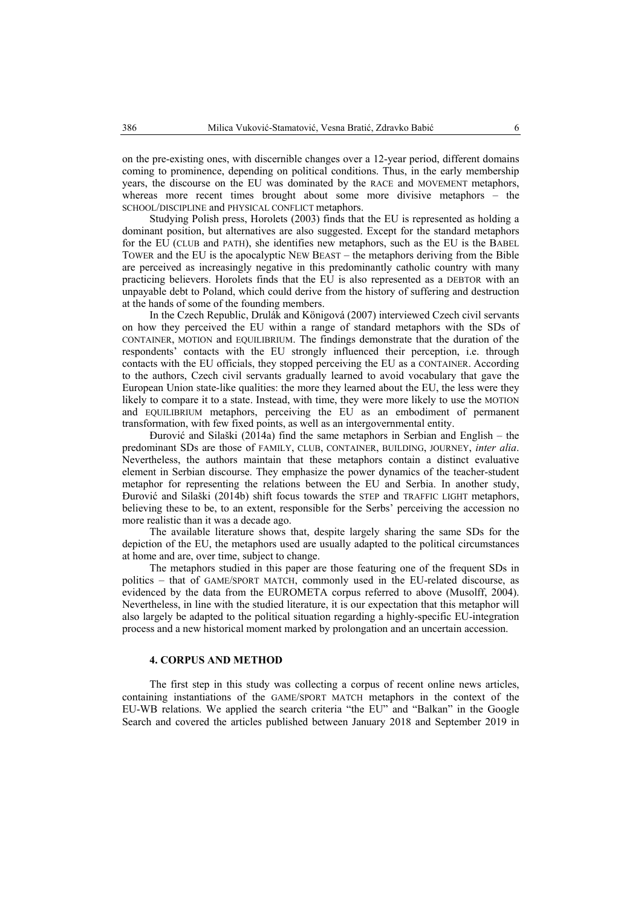on the pre-existing ones, with discernible changes over a 12-year period, different domains coming to prominence, depending on political conditions. Thus, in the early membership years, the discourse on the EU was dominated by the RACE and MOVEMENT metaphors, whereas more recent times brought about some more divisive metaphors – the SCHOOL/DISCIPLINE and PHYSICAL CONFLICT metaphors.

Studying Polish press, Horolets (2003) finds that the EU is represented as holding a dominant position, but alternatives are also suggested. Except for the standard metaphors for the EU (CLUB and PATH), she identifies new metaphors, such as the EU is the BABEL TOWER and the EU is the apocalyptic NEW BEAST – the metaphors deriving from the Bible are perceived as increasingly negative in this predominantly catholic country with many practicing believers. Horolets finds that the EU is also represented as a DEBTOR with an unpayable debt to Poland, which could derive from the history of suffering and destruction at the hands of some of the founding members.

In the Czech Republic, Drulák and Königová (2007) interviewed Czech civil servants on how they perceived the EU within a range of standard metaphors with the SDs of CONTAINER, MOTION and EQUILIBRIUM. The findings demonstrate that the duration of the respondents' contacts with the EU strongly influenced their perception, i.e. through contacts with the EU officials, they stopped perceiving the EU as a CONTAINER. According to the authors, Czech civil servants gradually learned to avoid vocabulary that gave the European Union state-like qualities: the more they learned about the EU, the less were they likely to compare it to a state. Instead, with time, they were more likely to use the MOTION and EQUILIBRIUM metaphors, perceiving the EU as an embodiment of permanent transformation, with few fixed points, as well as an intergovernmental entity.

Đurović and Silaški (2014a) find the same metaphors in Serbian and English – the predominant SDs are those of FAMILY, CLUB, CONTAINER, BUILDING, JOURNEY, *inter alia*. Nevertheless, the authors maintain that these metaphors contain a distinct evaluative element in Serbian discourse. They emphasize the power dynamics of the teacher-student metaphor for representing the relations between the EU and Serbia. In another study, Đurović and Silaški (2014b) shift focus towards the STEP and TRAFFIC LIGHT metaphors, believing these to be, to an extent, responsible for the Serbs' perceiving the accession no more realistic than it was a decade ago.

The available literature shows that, despite largely sharing the same SDs for the depiction of the EU, the metaphors used are usually adapted to the political circumstances at home and are, over time, subject to change.

The metaphors studied in this paper are those featuring one of the frequent SDs in politics – that of GAME/SPORT MATCH, commonly used in the EU-related discourse, as evidenced by the data from the EUROMETA corpus referred to above (Musolff, 2004). Nevertheless, in line with the studied literature, it is our expectation that this metaphor will also largely be adapted to the political situation regarding a highly-specific EU-integration process and a new historical moment marked by prolongation and an uncertain accession.

## 4. CORPUS AND METHOD

The first step in this study was collecting a corpus of recent online news articles, containing instantiations of the GAME/SPORT MATCH metaphors in the context of the EU-WB relations. We applied the search criteria "the EU" and "Balkan" in the Google Search and covered the articles published between January 2018 and September 2019 in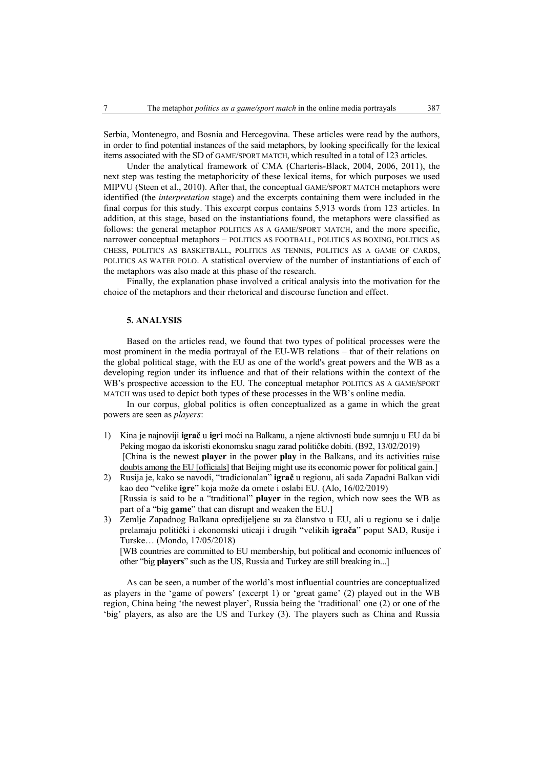Serbia, Montenegro, and Bosnia and Hercegovina. These articles were read by the authors, in order to find potential instances of the said metaphors, by looking specifically for the lexical items associated with the SD of GAME/SPORT MATCH, which resulted in a total of 123 articles.

Under the analytical framework of CMA (Charteris-Black, 2004, 2006, 2011), the next step was testing the metaphoricity of these lexical items, for which purposes we used MIPVU (Steen et al., 2010). After that, the conceptual GAME/SPORT MATCH metaphors were identified (the *interpretation* stage) and the excerpts containing them were included in the final corpus for this study. This excerpt corpus contains 5,913 words from 123 articles. In addition, at this stage, based on the instantiations found, the metaphors were classified as follows: the general metaphor POLITICS AS A GAME/SPORT MATCH, and the more specific, narrower conceptual metaphors – POLITICS AS FOOTBALL, POLITICS AS BOXING, POLITICS AS CHESS, POLITICS AS BASKETBALL, POLITICS AS TENNIS, POLITICS AS A GAME OF CARDS, POLITICS AS WATER POLO. A statistical overview of the number of instantiations of each of the metaphors was also made at this phase of the research.

Finally, the explanation phase involved a critical analysis into the motivation for the choice of the metaphors and their rhetorical and discourse function and effect.

## 5. ANALYSIS

Based on the articles read, we found that two types of political processes were the most prominent in the media portrayal of the EU-WB relations – that of their relations on the global political stage, with the EU as one of the world's great powers and the WB as a developing region under its influence and that of their relations within the context of the WB's prospective accession to the EU. The conceptual metaphor POLITICS AS A GAME/SPORT MATCH was used to depict both types of these processes in the WB's online media.

In our corpus, global politics is often conceptualized as a game in which the great powers are seen as *players*:

1) Kina je najnoviji **igrač** u **igri** moći na Balkanu, a njene aktivnosti bude sumnju u EU da bi Peking mogao da iskoristi ekonomsku snagu zarad političke dobiti. (B92, 13/02/2019)
 [China is the newest **player** in the power **play** in the Balkans, and its activities <u>raise doubts among the EU [officials]</u> that Beijing might use its economic power for political gain.]
2) Rusija je, kako se navodi, "tradicionalan" **igrač** u regionu, ali sada Zapadni Balkan vidi kao deo "velike **igre**" koja može da omete i oslabi EU. (Alo, 16/02/2019)
 [Russia is said to be a "traditional" **player** in the region, which now sees the WB as part of a "big **game**" that can disrupt and weaken the EU.]
3) Zemlje Zapadnog Balkana opredijeljene su za članstvo u EU, ali u regionu se i dalje prelamaju politički i ekonomski uticaji i drugih "velikih **igrača**" poput SAD, Rusije i Turske… (Mondo, 17/05/2018)
 [WB countries are committed to EU membership, but political and economic influences of other "big **players**" such as the US, Russia and Turkey are still breaking in...]

As can be seen, a number of the world's most influential countries are conceptualized as players in the 'game of powers' (excerpt 1) or 'great game' (2) played out in the WB region, China being 'the newest player', Russia being the 'traditional' one (2) or one of the 'big' players, as also are the US and Turkey (3). The players such as China and Russia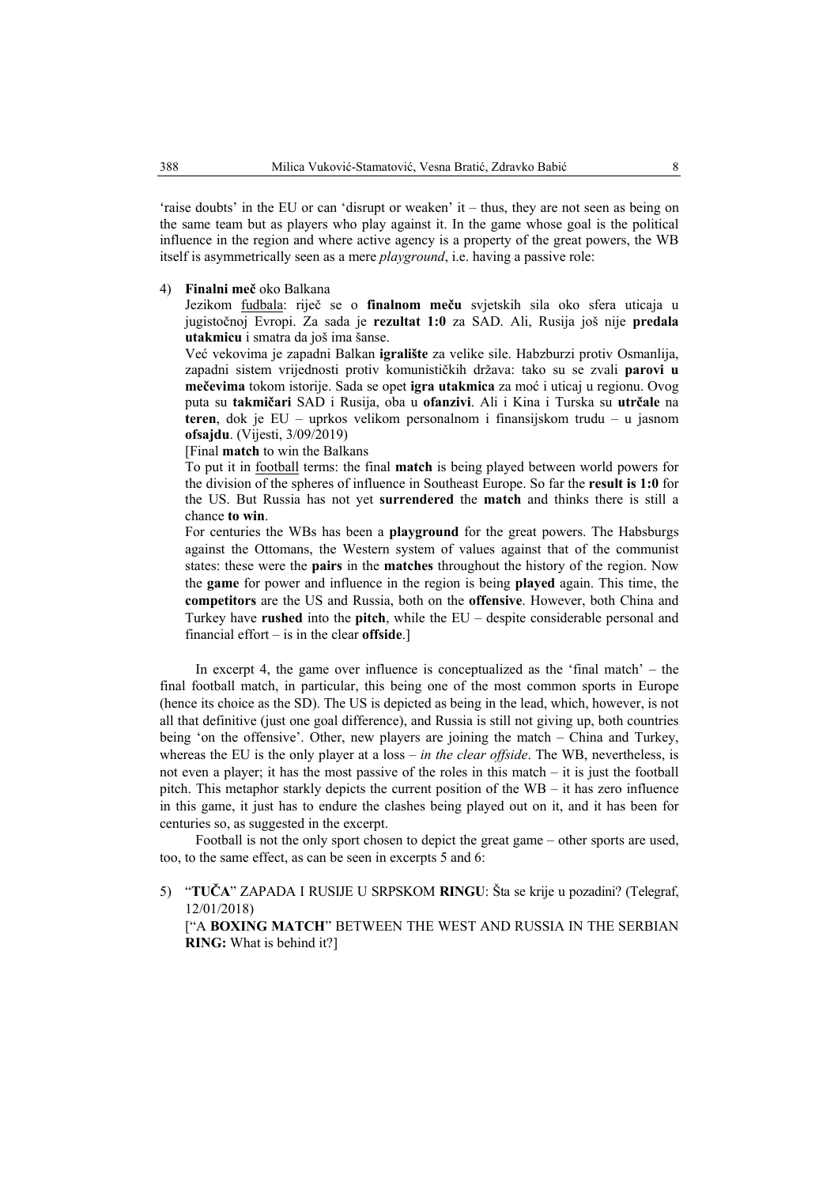'raise doubts' in the EU or can 'disrupt or weaken' it – thus, they are not seen as being on the same team but as players who play against it. In the game whose goal is the political influence in the region and where active agency is a property of the great powers, the WB itself is asymmetrically seen as a mere *playground*, i.e. having a passive role:

4) **Finalni meč** oko Balkana

   Jezikom fudbala: riječ se o **finalnom meču** svjetskih sila oko sfera uticaja u jugistočnoj Evropi. Za sada je **rezultat 1:0** za SAD. Ali, Rusija još nije **predala utakmicu** i smatra da još ima šanse.

   Već vekovima je zapadni Balkan **igralište** za velike sile. Habzburzi protiv Osmanlija, zapadni sistem vrijednosti protiv komunističkih država: tako su se zvali **parovi u mečevima** tokom istorije. Sada se opet **igra utakmica** za moć i uticaj u regionu. Ovog puta su **takmičari** SAD i Rusija, oba u **ofanzivi**. Ali i Kina i Turska su **utrčale** na **teren**, dok je EU – uprkos velikom personalnom i finansijskom trudu – u jasnom **ofsajdu**. (Vijesti, 3/09/2019)

   [Final **match** to win the Balkans

   To put it in football terms: the final **match** is being played between world powers for the division of the spheres of influence in Southeast Europe. So far the **result is 1:0** for the US. But Russia has not yet **surrendered** the **match** and thinks there is still a chance **to win**.

   For centuries the WBs has been a **playground** for the great powers. The Habsburgs against the Ottomans, the Western system of values against that of the communist states: these were the **pairs** in the **matches** throughout the history of the region. Now the **game** for power and influence in the region is being **played** again. This time, the **competitors** are the US and Russia, both on the **offensive**. However, both China and Turkey have **rushed** into the **pitch**, while the EU – despite considerable personal and financial effort – is in the clear **offside**.]

In excerpt 4, the game over influence is conceptualized as the 'final match' – the final football match, in particular, this being one of the most common sports in Europe (hence its choice as the SD). The US is depicted as being in the lead, which, however, is not all that definitive (just one goal difference), and Russia is still not giving up, both countries being 'on the offensive'. Other, new players are joining the match – China and Turkey, whereas the EU is the only player at a loss – *in the clear offside*. The WB, nevertheless, is not even a player; it has the most passive of the roles in this match – it is just the football pitch. This metaphor starkly depicts the current position of the WB – it has zero influence in this game, it just has to endure the clashes being played out on it, and it has been for centuries so, as suggested in the excerpt.

Football is not the only sport chosen to depict the great game – other sports are used, too, to the same effect, as can be seen in excerpts 5 and 6:

5) "**TUČA**" ZAPADA I RUSIJE U SRPSKOM **RINGU**: Šta se krije u pozadini? (Telegraf, 12/01/2018)

   ["A **BOXING MATCH**" BETWEEN THE WEST AND RUSSIA IN THE SERBIAN **RING:** What is behind it?]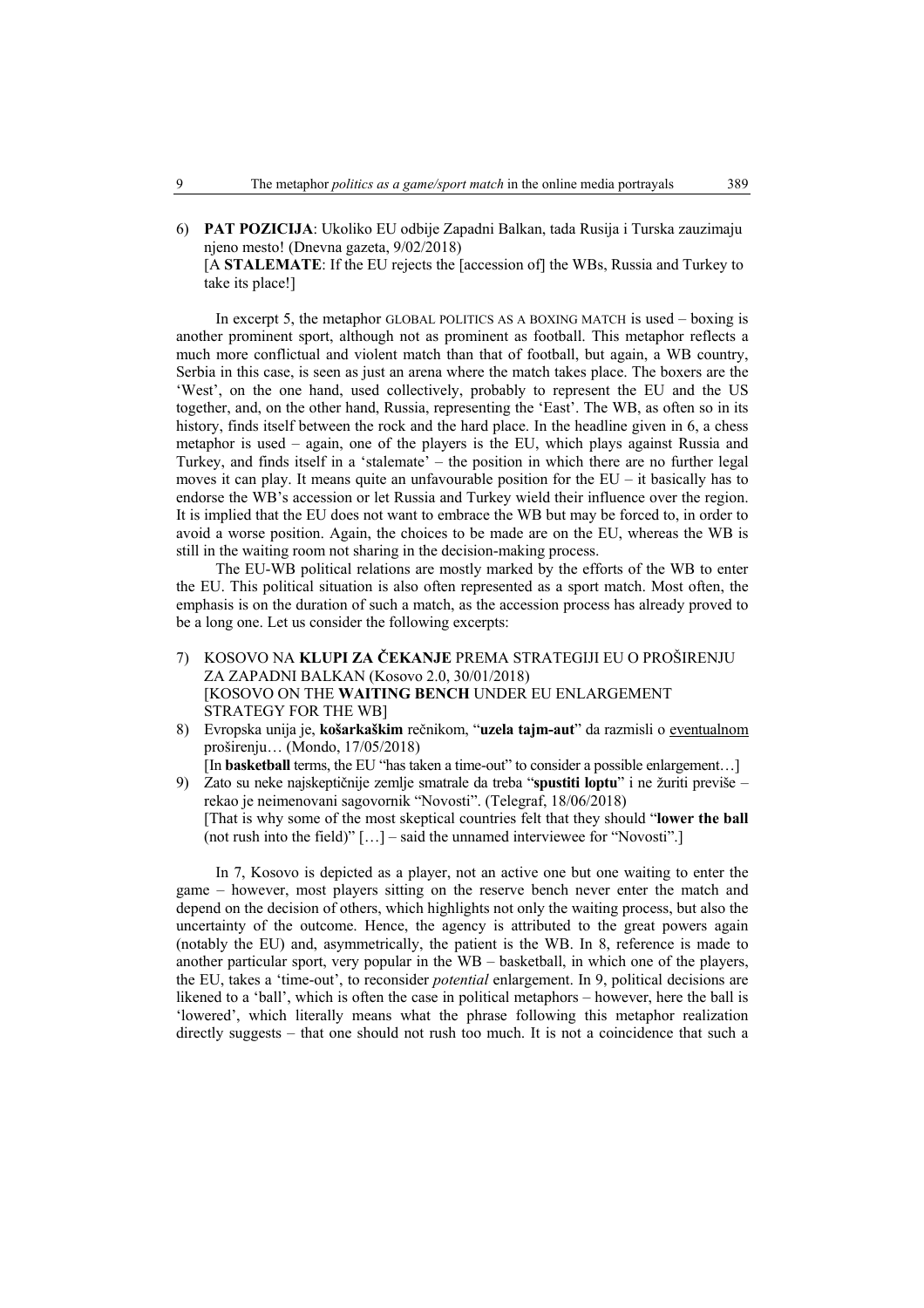6) **PAT POZICIJA**: Ukoliko EU odbije Zapadni Balkan, tada Rusija i Turska zauzimaju njeno mesto! (Dnevna gazeta, 9/02/2018)
   [A **STALEMATE**: If the EU rejects the [accession of] the WBs, Russia and Turkey to take its place!]

In excerpt 5, the metaphor GLOBAL POLITICS AS A BOXING MATCH is used – boxing is another prominent sport, although not as prominent as football. This metaphor reflects a much more conflictual and violent match than that of football, but again, a WB country, Serbia in this case, is seen as just an arena where the match takes place. The boxers are the 'West', on the one hand, used collectively, probably to represent the EU and the US together, and, on the other hand, Russia, representing the 'East'. The WB, as often so in its history, finds itself between the rock and the hard place. In the headline given in 6, a chess metaphor is used – again, one of the players is the EU, which plays against Russia and Turkey, and finds itself in a 'stalemate' – the position in which there are no further legal moves it can play. It means quite an unfavourable position for the EU – it basically has to endorse the WB's accession or let Russia and Turkey wield their influence over the region. It is implied that the EU does not want to embrace the WB but may be forced to, in order to avoid a worse position. Again, the choices to be made are on the EU, whereas the WB is still in the waiting room not sharing in the decision-making process.

The EU-WB political relations are mostly marked by the efforts of the WB to enter the EU. This political situation is also often represented as a sport match. Most often, the emphasis is on the duration of such a match, as the accession process has already proved to be a long one. Let us consider the following excerpts:

7) KOSOVO NA **KLUPI ZA ČEKANJE** PREMA STRATEGIJI EU O PROŠIRENJU ZA ZAPADNI BALKAN (Kosovo 2.0, 30/01/2018)
   [KOSOVO ON THE **WAITING BENCH** UNDER EU ENLARGEMENT STRATEGY FOR THE WB]
8) Evropska unija je, **košarkaškim** rečnikom, "**uzela tajm-aut**" da razmisli o eventualnom proširenju… (Mondo, 17/05/2018)
   [In **basketball** terms, the EU "has taken a time-out" to consider a possible enlargement…]
9) Zato su neke najskeptičnije zemlje smatrale da treba "**spustiti loptu**" i ne žuriti previše – rekao je neimenovani sagovornik "Novosti". (Telegraf, 18/06/2018)
   [That is why some of the most skeptical countries felt that they should "**lower the ball** (not rush into the field)" […] – said the unnamed interviewee for "Novosti".]

In 7, Kosovo is depicted as a player, not an active one but one waiting to enter the game – however, most players sitting on the reserve bench never enter the match and depend on the decision of others, which highlights not only the waiting process, but also the uncertainty of the outcome. Hence, the agency is attributed to the great powers again (notably the EU) and, asymmetrically, the patient is the WB. In 8, reference is made to another particular sport, very popular in the WB – basketball, in which one of the players, the EU, takes a 'time-out', to reconsider *potential* enlargement. In 9, political decisions are likened to a 'ball', which is often the case in political metaphors – however, here the ball is 'lowered', which literally means what the phrase following this metaphor realization directly suggests – that one should not rush too much. It is not a coincidence that such a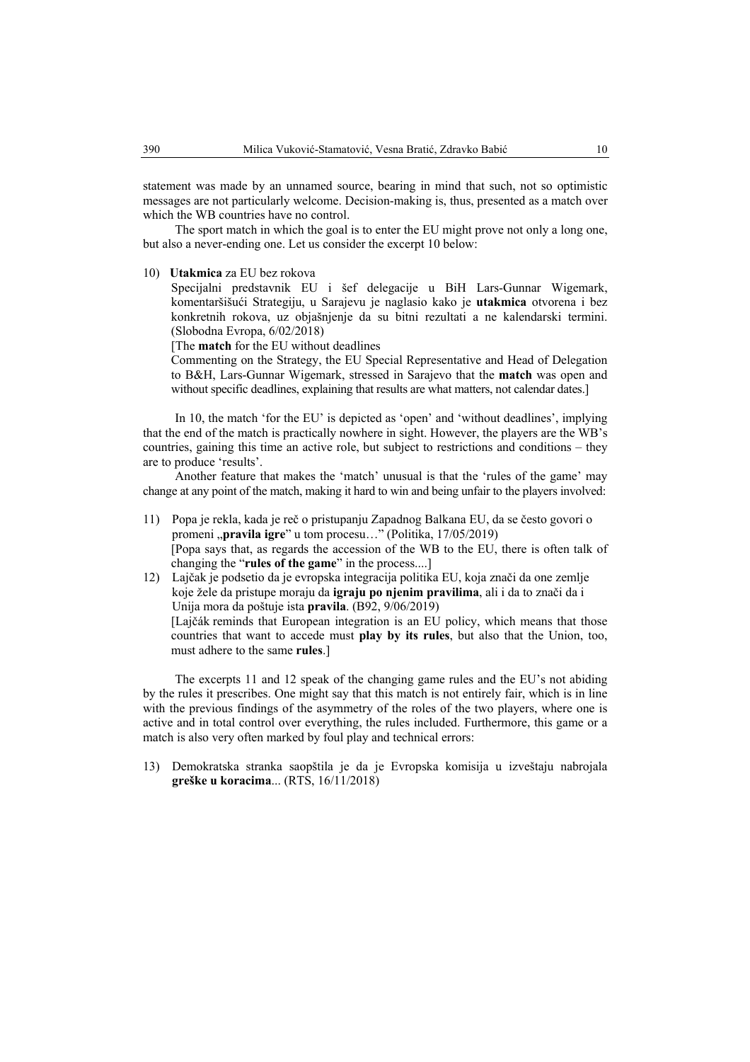statement was made by an unnamed source, bearing in mind that such, not so optimistic messages are not particularly welcome. Decision-making is, thus, presented as a match over which the WB countries have no control.

The sport match in which the goal is to enter the EU might prove not only a long one, but also a never-ending one. Let us consider the excerpt 10 below:

10) **Utakmica** za EU bez rokova

Specijalni predstavnik EU i šef delegacije u BiH Lars-Gunnar Wigemark, komentaršišući Strategiju, u Sarajevu je naglasio kako je **utakmica** otvorena i bez konkretnih rokova, uz objašnjenje da su bitni rezultati a ne kalendarski termini. (Slobodna Evropa, 6/02/2018)

[The **match** for the EU without deadlines

Commenting on the Strategy, the EU Special Representative and Head of Delegation to B&H, Lars-Gunnar Wigemark, stressed in Sarajevo that the **match** was open and without specific deadlines, explaining that results are what matters, not calendar dates.]

In 10, the match 'for the EU' is depicted as 'open' and 'without deadlines', implying that the end of the match is practically nowhere in sight. However, the players are the WB's countries, gaining this time an active role, but subject to restrictions and conditions – they are to produce 'results'.

Another feature that makes the 'match' unusual is that the 'rules of the game' may change at any point of the match, making it hard to win and being unfair to the players involved:

11) Popa je rekla, kada je reč o pristupanju Zapadnog Balkana EU, da se često govori o promeni „**pravila igre**" u tom procesu…" (Politika, 17/05/2019)

[Popa says that, as regards the accession of the WB to the EU, there is often talk of changing the "**rules of the game**" in the process....]

12) Lajčak je podsetio da je evropska integracija politika EU, koja znači da one zemlje koje žele da pristupe moraju da **igraju po njenim pravilima**, ali i da to znači da i Unija mora da poštuje ista **pravila**. (B92, 9/06/2019)

[Lajčák reminds that European integration is an EU policy, which means that those countries that want to accede must **play by its rules**, but also that the Union, too, must adhere to the same **rules**.]

The excerpts 11 and 12 speak of the changing game rules and the EU's not abiding by the rules it prescribes. One might say that this match is not entirely fair, which is in line with the previous findings of the asymmetry of the roles of the two players, where one is active and in total control over everything, the rules included. Furthermore, this game or a match is also very often marked by foul play and technical errors:

13) Demokratska stranka saopštila je da je Evropska komisija u izveštaju nabrojala **greške u koracima**... (RTS, 16/11/2018)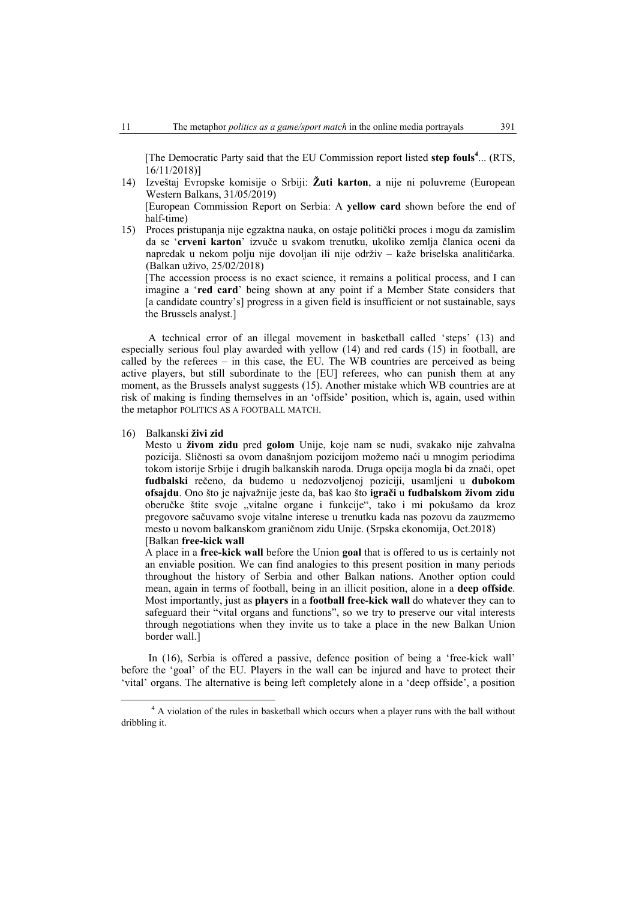[The Democratic Party said that the EU Commission report listed **step fouls**[4]... (RTS, 16/11/2018)]

14) Izveštaj Evropske komisije o Srbiji: **Žuti karton**, a nije ni poluvreme (European Western Balkans, 31/05/2019)
    [European Commission Report on Serbia: A **yellow card** shown before the end of half-time)

15) Proces pristupanja nije egzaktna nauka, on ostaje politički proces i mogu da zamislim da se '**crveni karton**' izvuče u svakom trenutku, ukoliko zemlja članica oceni da napredak u nekom polju nije dovoljan ili nije održiv – kaže briselska analitičarka. (Balkan uživo, 25/02/2018)
    [The accession process is no exact science, it remains a political process, and I can imagine a '**red card**' being shown at any point if a Member State considers that [a candidate country's] progress in a given field is insufficient or not sustainable, says the Brussels analyst.]

A technical error of an illegal movement in basketball called 'steps' (13) and especially serious foul play awarded with yellow (14) and red cards (15) in football, are called by the referees – in this case, the EU. The WB countries are perceived as being active players, but still subordinate to the [EU] referees, who can punish them at any moment, as the Brussels analyst suggests (15). Another mistake which WB countries are at risk of making is finding themselves in an 'offside' position, which is, again, used within the metaphor POLITICS AS A FOOTBALL MATCH.

16) Balkanski **živi zid**
    Mesto u **živom zidu** pred **golom** Unije, koje nam se nudi, svakako nije zahvalna pozicija. Sličnosti sa ovom današnjom pozicijom možemo naći u mnogim periodima tokom istorije Srbije i drugih balkanskih naroda. Druga opcija mogla bi da znači, opet **fudbalski** rečeno, da budemo u nedozvoljenoj poziciji, usamljeni u **dubokom ofsajdu**. Ono što je najvažnije jeste da, baš kao što **igrači** u **fudbalskom živom zidu** oberučke štite svoje „vitalne organe i funkcije", tako i mi pokušamo da kroz pregovore sačuvamo svoje vitalne interese u trenutku kada nas pozovu da zauzmemo mesto u novom balkanskom graničnom zidu Unije. (Srpska ekonomija, Oct.2018)
    [Balkan **free-kick wall**
    A place in a **free-kick wall** before the Union **goal** that is offered to us is certainly not an enviable position. We can find analogies to this present position in many periods throughout the history of Serbia and other Balkan nations. Another option could mean, again in terms of football, being in an illicit position, alone in a **deep offside**. Most importantly, just as **players** in a **football free-kick wall** do whatever they can to safeguard their "vital organs and functions", so we try to preserve our vital interests through negotiations when they invite us to take a place in the new Balkan Union border wall.]

In (16), Serbia is offered a passive, defence position of being a 'free-kick wall' before the 'goal' of the EU. Players in the wall can be injured and have to protect their 'vital' organs. The alternative is being left completely alone in a 'deep offside', a position

[4] A violation of the rules in basketball which occurs when a player runs with the ball without dribbling it.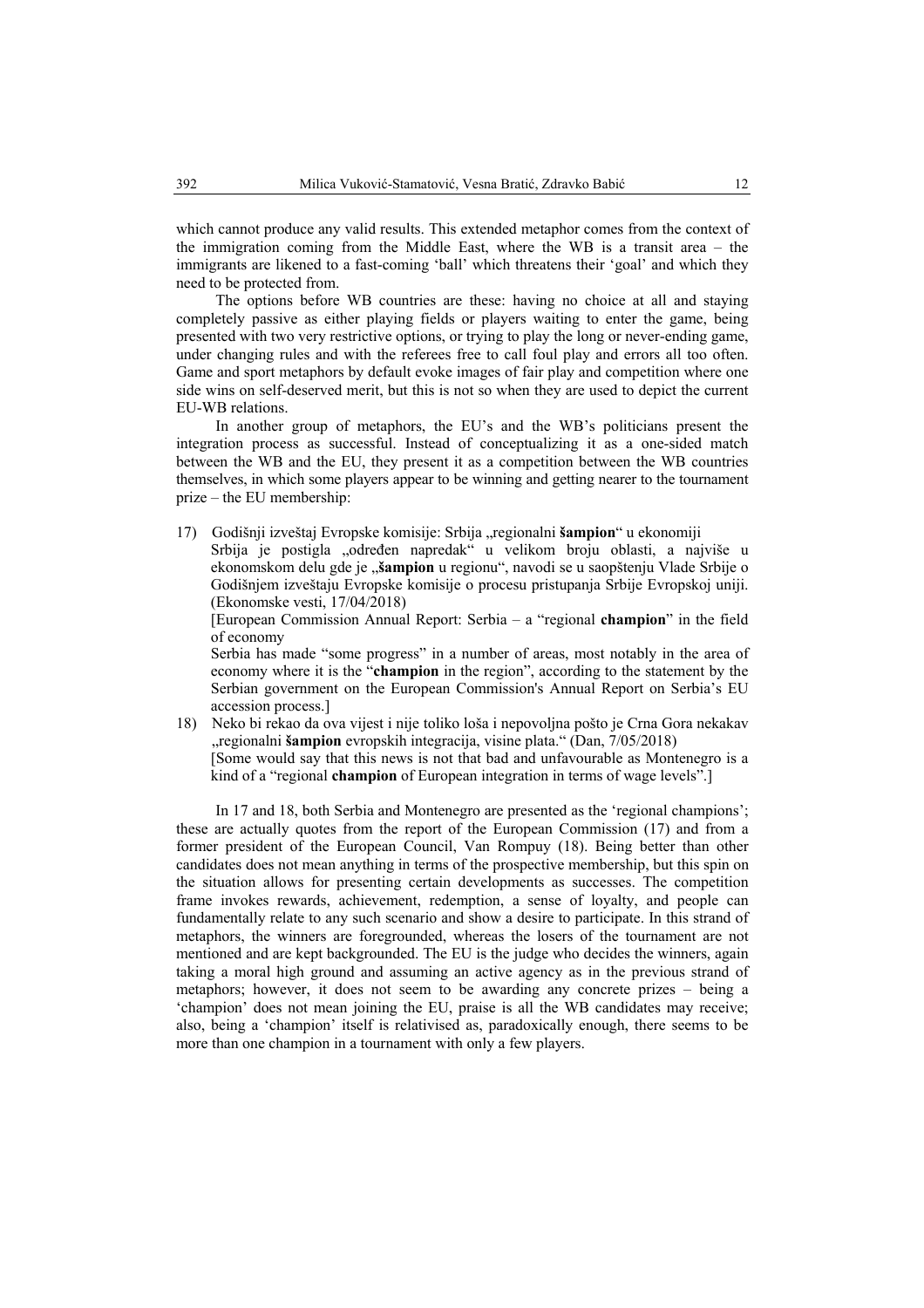which cannot produce any valid results. This extended metaphor comes from the context of the immigration coming from the Middle East, where the WB is a transit area – the immigrants are likened to a fast-coming 'ball' which threatens their 'goal' and which they need to be protected from.

The options before WB countries are these: having no choice at all and staying completely passive as either playing fields or players waiting to enter the game, being presented with two very restrictive options, or trying to play the long or never-ending game, under changing rules and with the referees free to call foul play and errors all too often. Game and sport metaphors by default evoke images of fair play and competition where one side wins on self-deserved merit, but this is not so when they are used to depict the current EU-WB relations.

In another group of metaphors, the EU's and the WB's politicians present the integration process as successful. Instead of conceptualizing it as a one-sided match between the WB and the EU, they present it as a competition between the WB countries themselves, in which some players appear to be winning and getting nearer to the tournament prize – the EU membership:

17) Godišnji izveštaj Evropske komisije: Srbija „regionalni **šampion**“ u ekonomiji
Srbija je postigla „određen napredak“ u velikom broju oblasti, a najviše u ekonomskom delu gde je „**šampion** u regionu“, navodi se u saopštenju Vlade Srbije o Godišnjem izveštaju Evropske komisije o procesu pristupanja Srbije Evropskoj uniji. (Ekonomske vesti, 17/04/2018)
[European Commission Annual Report: Serbia – a "regional **champion**" in the field of economy
Serbia has made "some progress" in a number of areas, most notably in the area of economy where it is the "**champion** in the region", according to the statement by the Serbian government on the European Commission's Annual Report on Serbia's EU accession process.]

18) Neko bi rekao da ova vijest i nije toliko loša i nepovoljna pošto je Crna Gora nekakav „regionalni **šampion** evropskih integracija, visine plata.“ (Dan, 7/05/2018)
[Some would say that this news is not that bad and unfavourable as Montenegro is a kind of a "regional **champion** of European integration in terms of wage levels".]

In 17 and 18, both Serbia and Montenegro are presented as the 'regional champions'; these are actually quotes from the report of the European Commission (17) and from a former president of the European Council, Van Rompuy (18). Being better than other candidates does not mean anything in terms of the prospective membership, but this spin on the situation allows for presenting certain developments as successes. The competition frame invokes rewards, achievement, redemption, a sense of loyalty, and people can fundamentally relate to any such scenario and show a desire to participate. In this strand of metaphors, the winners are foregrounded, whereas the losers of the tournament are not mentioned and are kept backgrounded. The EU is the judge who decides the winners, again taking a moral high ground and assuming an active agency as in the previous strand of metaphors; however, it does not seem to be awarding any concrete prizes – being a 'champion' does not mean joining the EU, praise is all the WB candidates may receive; also, being a 'champion' itself is relativised as, paradoxically enough, there seems to be more than one champion in a tournament with only a few players.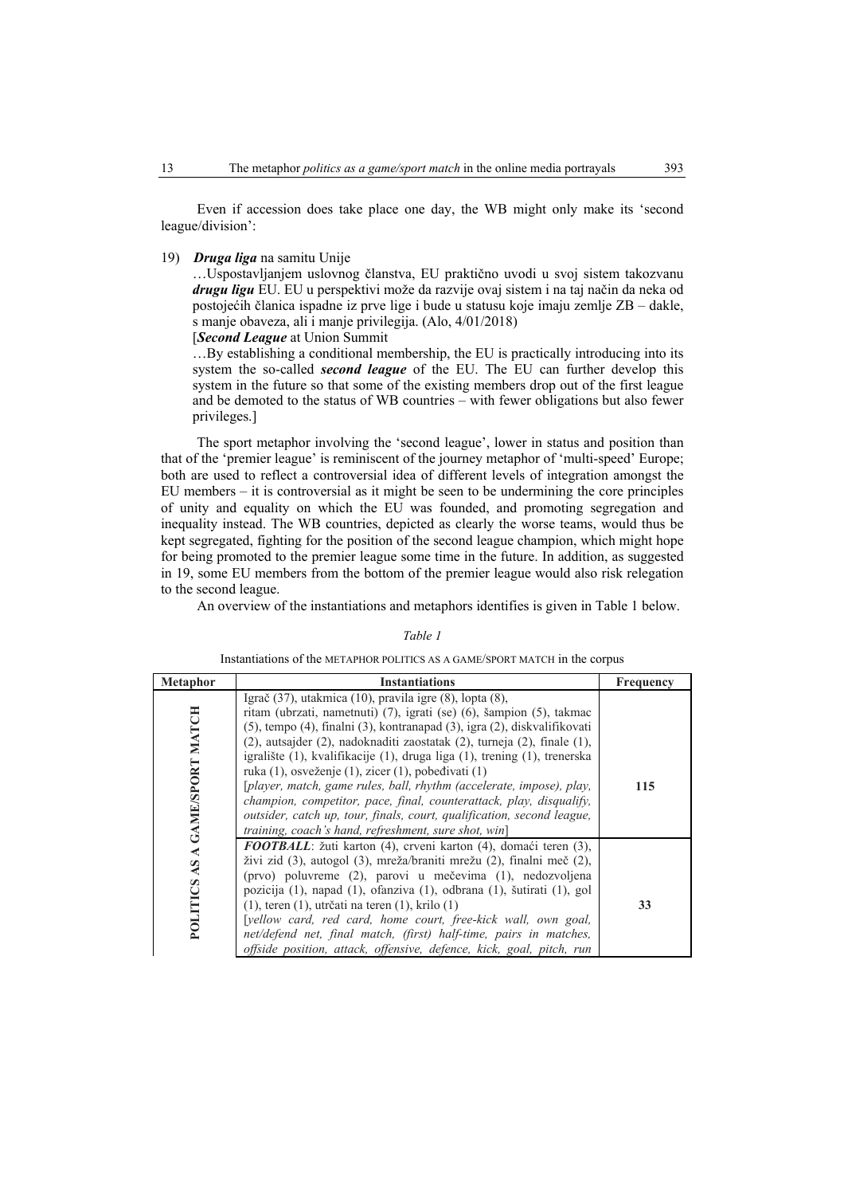Even if accession does take place one day, the WB might only make its 'second league/division':

19) ***Druga liga*** na samitu Unije

…Uspostavljanjem uslovnog članstva, EU praktično uvodi u svoj sistem takozvanu ***drugu ligu*** EU. EU u perspektivi može da razvije ovaj sistem i na taj način da neka od postojećih članica ispadne iz prve lige i bude u statusu koje imaju zemlje ZB – dakle, s manje obaveza, ali i manje privilegija. (Alo, 4/01/2018)

[***Second League*** at Union Summit

…By establishing a conditional membership, the EU is practically introducing into its system the so-called ***second league*** of the EU. The EU can further develop this system in the future so that some of the existing members drop out of the first league and be demoted to the status of WB countries – with fewer obligations but also fewer privileges.]

The sport metaphor involving the 'second league', lower in status and position than that of the 'premier league' is reminiscent of the journey metaphor of 'multi-speed' Europe; both are used to reflect a controversial idea of different levels of integration amongst the EU members – it is controversial as it might be seen to be undermining the core principles of unity and equality on which the EU was founded, and promoting segregation and inequality instead. The WB countries, depicted as clearly the worse teams, would thus be kept segregated, fighting for the position of the second league champion, which might hope for being promoted to the premier league some time in the future. In addition, as suggested in 19, some EU members from the bottom of the premier league would also risk relegation to the second league.

An overview of the instantiations and metaphors identifies is given in Table 1 below.

*Table 1*

Instantiations of the METAPHOR POLITICS AS A GAME/SPORT MATCH in the corpus

| Metaphor | Instantiations | Frequency |
|---|---|---|
| POLITICS AS A GAME/SPORT MATCH | Igrač (37), utakmica (10), pravila igre (8), lopta (8), ritam (ubrzati, nametnuti) (7), igrati (se) (6), šampion (5), takmac (5), tempo (4), finalni (3), kontranapad (3), igra (2), diskvalifikovati (2), autsajder (2), nadoknaditi zaostatak (2), turneja (2), finale (1), igralište (1), kvalifikacije (1), druga liga (1), trening (1), trenerska ruka (1), osveženje (1), zicer (1), pobeđivati (1) [*player, match, game rules, ball, rhythm (accelerate, impose), play, champion, competitor, pace, final, counterattack, play, disqualify, outsider, catch up, tour, finals, court, qualification, second league, training, coach's hand, refreshment, sure shot, win*] | **115** |
| | ***FOOTBALL***: žuti karton (4), crveni karton (4), domaći teren (3), živi zid (3), autogol (3), mreža/braniti mrežu (2), finalni meč (2), (prvo) poluvreme (2), parovi u mečevima (1), nedozvoljena pozicija (1), napad (1), ofanziva (1), odbrana (1), šutirati (1), gol (1), teren (1), utrčati na teren (1), krilo (1) [*yellow card, red card, home court, free-kick wall, own goal, net/defend net, final match, (first) half-time, pairs in matches, offside position, attack, offensive, defence, kick, goal, pitch, run* | **33** |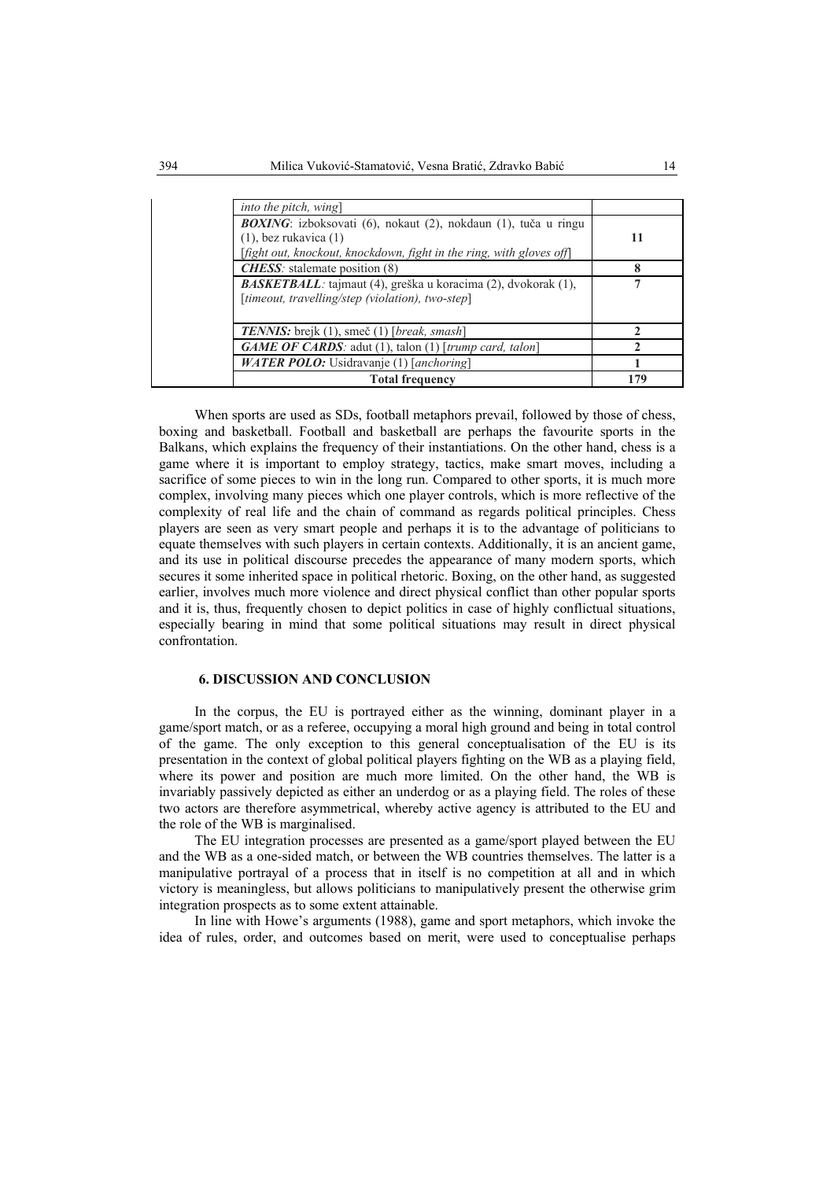| | | |
|---|---|---|
| | *into the pitch, wing*] | |
| | ***BOXING***: izboksovati (6), nokaut (2), nokdaun (1), tuča u ringu (1), bez rukavica (1) [*fight out, knockout, knockdown, fight in the ring, with gloves off*] | **11** |
| | ***CHESS****:* stalemate position (8) | **8** |
| | ***BASKETBALL****:* tajmaut (4), greška u koracima (2), dvokorak (1), [*timeout, travelling/step (violation), two-step*] | **7** |
| | ***TENNIS:*** brejk (1), smeč (1) [*break, smash*] | **2** |
| | ***GAME OF CARDS****:* adut (1), talon (1) [*trump card, talon*] | **2** |
| | ***WATER POLO:*** Usidravanje (1) [*anchoring*] | **1** |
| | **Total frequency** | **179** |

When sports are used as SDs, football metaphors prevail, followed by those of chess, boxing and basketball. Football and basketball are perhaps the favourite sports in the Balkans, which explains the frequency of their instantiations. On the other hand, chess is a game where it is important to employ strategy, tactics, make smart moves, including a sacrifice of some pieces to win in the long run. Compared to other sports, it is much more complex, involving many pieces which one player controls, which is more reflective of the complexity of real life and the chain of command as regards political principles. Chess players are seen as very smart people and perhaps it is to the advantage of politicians to equate themselves with such players in certain contexts. Additionally, it is an ancient game, and its use in political discourse precedes the appearance of many modern sports, which secures it some inherited space in political rhetoric. Boxing, on the other hand, as suggested earlier, involves much more violence and direct physical conflict than other popular sports and it is, thus, frequently chosen to depict politics in case of highly conflictual situations, especially bearing in mind that some political situations may result in direct physical confrontation.

## 6. DISCUSSION AND CONCLUSION

In the corpus, the EU is portrayed either as the winning, dominant player in a game/sport match, or as a referee, occupying a moral high ground and being in total control of the game. The only exception to this general conceptualisation of the EU is its presentation in the context of global political players fighting on the WB as a playing field, where its power and position are much more limited. On the other hand, the WB is invariably passively depicted as either an underdog or as a playing field. The roles of these two actors are therefore asymmetrical, whereby active agency is attributed to the EU and the role of the WB is marginalised.

The EU integration processes are presented as a game/sport played between the EU and the WB as a one-sided match, or between the WB countries themselves. The latter is a manipulative portrayal of a process that in itself is no competition at all and in which victory is meaningless, but allows politicians to manipulatively present the otherwise grim integration prospects as to some extent attainable.

In line with Howe's arguments (1988), game and sport metaphors, which invoke the idea of rules, order, and outcomes based on merit, were used to conceptualise perhaps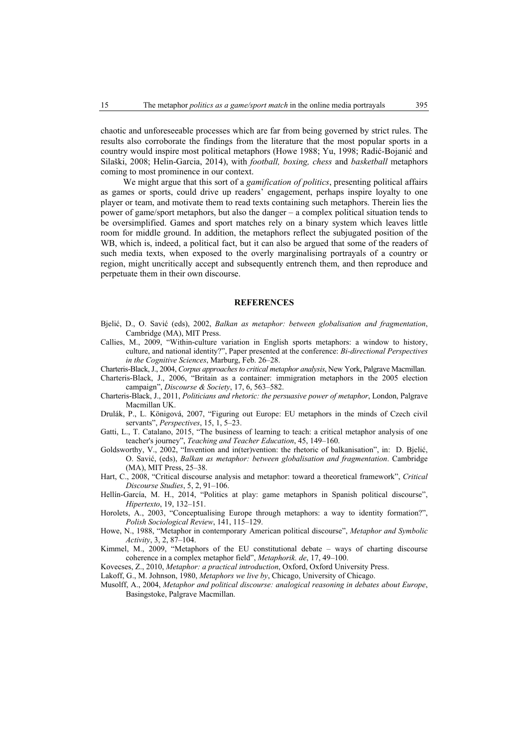chaotic and unforeseeable processes which are far from being governed by strict rules. The results also corroborate the findings from the literature that the most popular sports in a country would inspire most political metaphors (Howe 1988; Yu, 1998; Radić-Bojanić and Silaški, 2008; Helin-Garcia, 2014), with *football, boxing, chess* and *basketball* metaphors coming to most prominence in our context.

We might argue that this sort of a *gamification of politics*, presenting political affairs as games or sports, could drive up readers' engagement, perhaps inspire loyalty to one player or team, and motivate them to read texts containing such metaphors. Therein lies the power of game/sport metaphors, but also the danger – a complex political situation tends to be oversimplified. Games and sport matches rely on a binary system which leaves little room for middle ground. In addition, the metaphors reflect the subjugated position of the WB, which is, indeed, a political fact, but it can also be argued that some of the readers of such media texts, when exposed to the overly marginalising portrayals of a country or region, might uncritically accept and subsequently entrench them, and then reproduce and perpetuate them in their own discourse.

## REFERENCES

Bjelić, D., O. Savić (eds), 2002, *Balkan as metaphor: between globalisation and fragmentation*, Cambridge (MA), MIT Press.

Callies, M., 2009, "Within-culture variation in English sports metaphors: a window to history, culture, and national identity?", Paper presented at the conference: *Bi-directional Perspectives in the Cognitive Sciences*, Marburg, Feb. 26–28.

Charteris-Black, J., 2004, *Corpus approaches to critical metaphor analysis*, New York, Palgrave Macmillan.

Charteris-Black, J., 2006, "Britain as a container: immigration metaphors in the 2005 election campaign", *Discourse & Society*, 17, 6, 563–582.

Charteris-Black, J., 2011, *Politicians and rhetoric: the persuasive power of metaphor*, London, Palgrave Macmillan UK.

Drulák, P., L. Kőnigová, 2007, "Figuring out Europe: EU metaphors in the minds of Czech civil servants", *Perspectives*, 15, 1, 5–23.

Gatti, L., T. Catalano, 2015, "The business of learning to teach: a critical metaphor analysis of one teacher's journey", *Teaching and Teacher Education*, 45, 149–160.

Goldsworthy, V., 2002, "Invention and in(ter)vention: the rhetoric of balkanisation", in: D. Bjelić, O. Savić, (eds), *Balkan as metaphor: between globalisation and fragmentation*. Cambridge (MA), MIT Press, 25–38.

Hart, C., 2008, "Critical discourse analysis and metaphor: toward a theoretical framework", *Critical Discourse Studies*, 5, 2, 91–106.

Hellín-García, M. H., 2014, "Politics at play: game metaphors in Spanish political discourse", *Hipertexto*, 19, 132–151.

Horolets, A., 2003, "Conceptualising Europe through metaphors: a way to identity formation?", *Polish Sociological Review*, 141, 115–129.

Howe, N., 1988, "Metaphor in contemporary American political discourse", *Metaphor and Symbolic Activity*, 3, 2, 87–104.

Kimmel, M., 2009, "Metaphors of the EU constitutional debate – ways of charting discourse coherence in a complex metaphor field", *Metaphorik. de*, 17, 49–100.

Kovecses, Z., 2010, *Metaphor: a practical introduction*, Oxford, Oxford University Press.

Lakoff, G., M. Johnson, 1980, *Metaphors we live by*, Chicago, University of Chicago.

Musolff, A., 2004, *Metaphor and political discourse: analogical reasoning in debates about Europe*, Basingstoke, Palgrave Macmillan.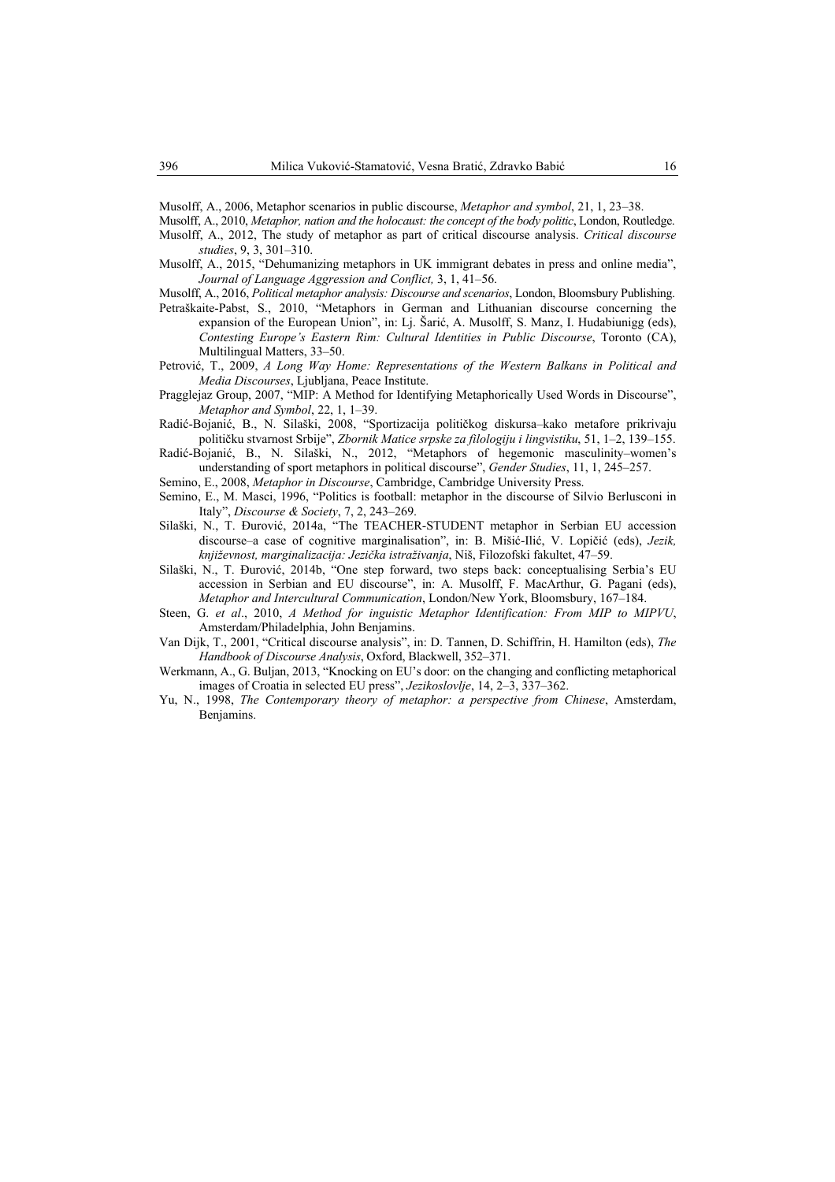Musolff, A., 2006, Metaphor scenarios in public discourse, *Metaphor and symbol*, 21, 1, 23–38.

Musolff, A., 2010, *Metaphor, nation and the holocaust: the concept of the body politic*, London, Routledge.

Musolff, A., 2012, The study of metaphor as part of critical discourse analysis. *Critical discourse studies*, 9, 3, 301–310.

Musolff, A., 2015, "Dehumanizing metaphors in UK immigrant debates in press and online media", *Journal of Language Aggression and Conflict,* 3, 1, 41–56.

Musolff, A., 2016, *Political metaphor analysis: Discourse and scenarios*, London, Bloomsbury Publishing.

Petraškaite-Pabst, S., 2010, "Metaphors in German and Lithuanian discourse concerning the expansion of the European Union", in: Lj. Šarić, A. Musolff, S. Manz, I. Hudabiunigg (eds), *Contesting Europe's Eastern Rim: Cultural Identities in Public Discourse*, Toronto (CA), Multilingual Matters, 33–50.

Petrović, T., 2009, *A Long Way Home: Representations of the Western Balkans in Political and Media Discourses*, Ljubljana, Peace Institute.

Pragglejaz Group, 2007, "MIP: A Method for Identifying Metaphorically Used Words in Discourse", *Metaphor and Symbol*, 22, 1, 1–39.

Radić-Bojanić, B., N. Silaški, 2008, "Sportizacija političkog diskursa–kako metafore prikrivaju političku stvarnost Srbije", *Zbornik Matice srpske za filologiju i lingvistiku*, 51, 1–2, 139–155.

Radić-Bojanić, B., N. Silaški, N., 2012, "Metaphors of hegemonic masculinity–women's understanding of sport metaphors in political discourse", *Gender Studies*, 11, 1, 245–257.

Semino, E., 2008, *Metaphor in Discourse*, Cambridge, Cambridge University Press.

Semino, E., M. Masci, 1996, "Politics is football: metaphor in the discourse of Silvio Berlusconi in Italy", *Discourse & Society*, 7, 2, 243–269.

Silaški, N., T. Đurović, 2014a, "The TEACHER-STUDENT metaphor in Serbian EU accession discourse–a case of cognitive marginalisation", in: B. Mišić-Ilić, V. Lopičić (eds), *Jezik, književnost, marginalizacija: Jezička istraživanja*, Niš, Filozofski fakultet, 47–59.

Silaški, N., T. Đurović, 2014b, "One step forward, two steps back: conceptualising Serbia's EU accession in Serbian and EU discourse", in: A. Musolff, F. MacArthur, G. Pagani (eds), *Metaphor and Intercultural Communication*, London/New York, Bloomsbury, 167–184.

Steen, G. *et al*., 2010, *A Method for inguistic Metaphor Identification: From MIP to MIPVU*, Amsterdam/Philadelphia, John Benjamins.

Van Dijk, T., 2001, "Critical discourse analysis", in: D. Tannen, D. Schiffrin, H. Hamilton (eds), *The Handbook of Discourse Analysis*, Oxford, Blackwell, 352–371.

Werkmann, A., G. Buljan, 2013, "Knocking on EU's door: on the changing and conflicting metaphorical images of Croatia in selected EU press", *Jezikoslovlje*, 14, 2–3, 337–362.

Yu, N., 1998, *The Contemporary theory of metaphor: a perspective from Chinese*, Amsterdam, Benjamins.